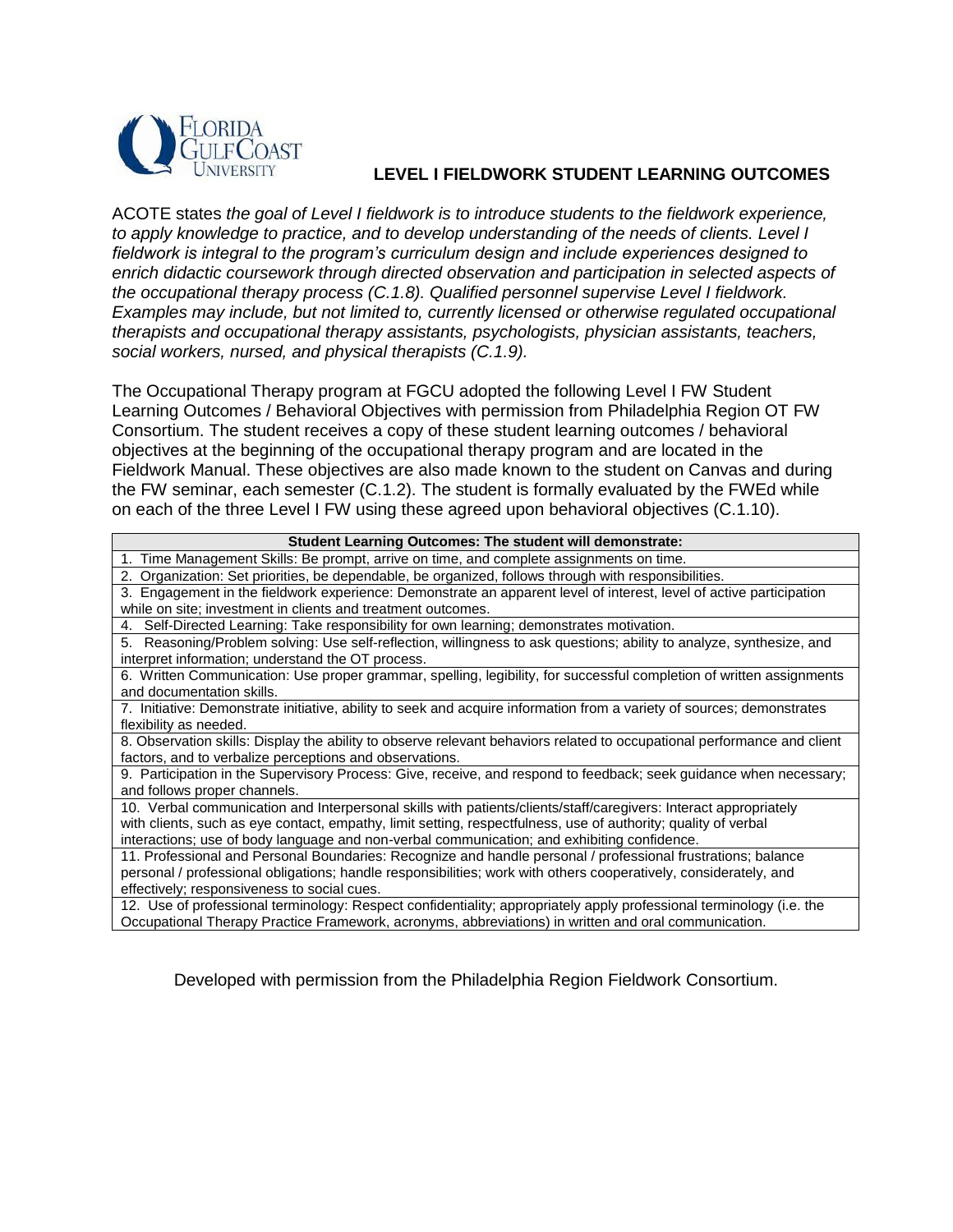# LEVEL I FIELDWORK STUDENT LEARNING OUTCOMES

ACOTE states *the goal of Level I fieldwork is to introduce students to the fieldwork experience, to apply knowledge to practice, and to develop understanding of the needs of clients. Level I fieldwork is integral to the program's curriculum design and include experiences designed to enrich didactic coursework through directed observation and participation in selected aspects of the occupational therapy process (C.1.8). Qualified personnel supervise Level I fieldwork. Examples may include, but not limited to, currently licensed or otherwise regulated occupational therapists and occupational therapy assistants, psychologists, physician assistants, teachers, social workers, nursed, and physical therapists (C.1.9).*

The Occupational Therapy program at FGCU adopted the following Level I FW Student Learning Outcomes / Behavioral Objectives with permission from Philadelphia Region OT FW Consortium. The student receives a copy of these student learning outcomes / behavioral objectives at the beginning of the occupational therapy program and are located in the Fieldwork Manual. These objectives are also made known to the student on Canvas and during the FW seminar, each semester (C.1.2). The student is formally evaluated by the FWEd while on each of the three Level I FW using these agreed upon behavioral objectives (C.1.10).

| Student Learning Outcomes: The student will demonstrate: |
|---|
| 1. Time Management Skills: Be prompt, arrive on time, and complete assignments on time. |
| 2. Organization: Set priorities, be dependable, be organized, follows through with responsibilities. |
| 3. Engagement in the fieldwork experience: Demonstrate an apparent level of interest, level of active participation while on site; investment in clients and treatment outcomes. |
| 4. Self-Directed Learning: Take responsibility for own learning; demonstrates motivation. |
| 5. Reasoning/Problem solving: Use self-reflection, willingness to ask questions; ability to analyze, synthesize, and interpret information; understand the OT process. |
| 6. Written Communication: Use proper grammar, spelling, legibility, for successful completion of written assignments and documentation skills. |
| 7. Initiative: Demonstrate initiative, ability to seek and acquire information from a variety of sources; demonstrates flexibility as needed. |
| 8. Observation skills: Display the ability to observe relevant behaviors related to occupational performance and client factors, and to verbalize perceptions and observations. |
| 9. Participation in the Supervisory Process: Give, receive, and respond to feedback; seek guidance when necessary; and follows proper channels. |
| 10. Verbal communication and Interpersonal skills with patients/clients/staff/caregivers: Interact appropriately with clients, such as eye contact, empathy, limit setting, respectfulness, use of authority; quality of verbal interactions; use of body language and non-verbal communication; and exhibiting confidence. |
| 11. Professional and Personal Boundaries: Recognize and handle personal / professional frustrations; balance personal / professional obligations; handle responsibilities; work with others cooperatively, considerately, and effectively; responsiveness to social cues. |
| 12. Use of professional terminology: Respect confidentiality; appropriately apply professional terminology (i.e. the Occupational Therapy Practice Framework, acronyms, abbreviations) in written and oral communication. |

Developed with permission from the Philadelphia Region Fieldwork Consortium.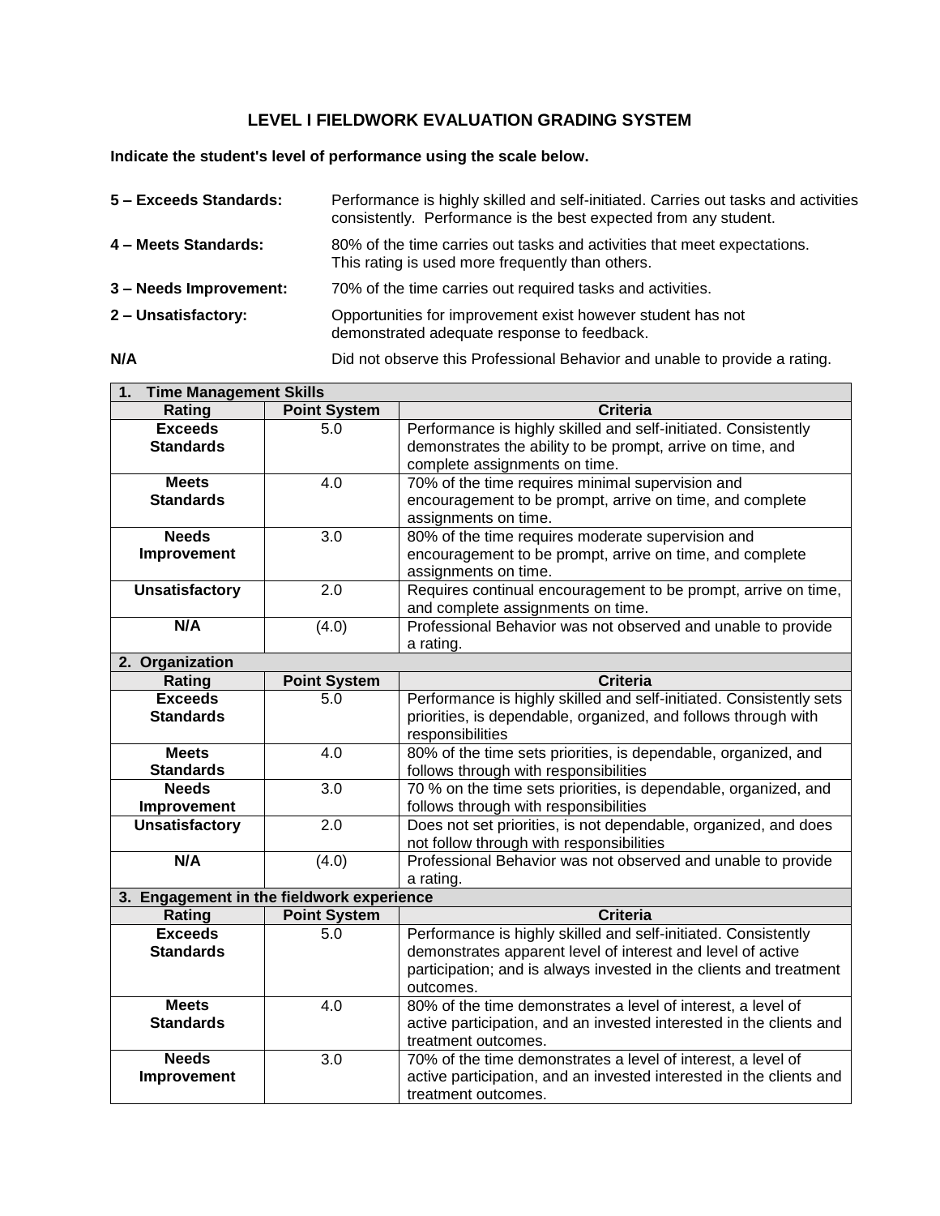## LEVEL I FIELDWORK EVALUATION GRADING SYSTEM

**Indicate the student's level of performance using the scale below.**

**5 – Exceeds Standards:** Performance is highly skilled and self-initiated. Carries out tasks and activities consistently. Performance is the best expected from any student.

**4 – Meets Standards:** 80% of the time carries out tasks and activities that meet expectations. This rating is used more frequently than others.

**3 – Needs Improvement:** 70% of the time carries out required tasks and activities.

**2 – Unsatisfactory:** Opportunities for improvement exist however student has not demonstrated adequate response to feedback.

**N/A** Did not observe this Professional Behavior and unable to provide a rating.

| **1. Time Management Skills** | | |
|---|---|---|
| **Rating** | **Point System** | **Criteria** |
| **Exceeds Standards** | 5.0 | Performance is highly skilled and self-initiated. Consistently demonstrates the ability to be prompt, arrive on time, and complete assignments on time. |
| **Meets Standards** | 4.0 | 70% of the time requires minimal supervision and encouragement to be prompt, arrive on time, and complete assignments on time. |
| **Needs Improvement** | 3.0 | 80% of the time requires moderate supervision and encouragement to be prompt, arrive on time, and complete assignments on time. |
| **Unsatisfactory** | 2.0 | Requires continual encouragement to be prompt, arrive on time, and complete assignments on time. |
| **N/A** | (4.0) | Professional Behavior was not observed and unable to provide a rating. |

| **2. Organization** | | |
|---|---|---|
| **Rating** | **Point System** | **Criteria** |
| **Exceeds Standards** | 5.0 | Performance is highly skilled and self-initiated. Consistently sets priorities, is dependable, organized, and follows through with responsibilities |
| **Meets Standards** | 4.0 | 80% of the time sets priorities, is dependable, organized, and follows through with responsibilities |
| **Needs Improvement** | 3.0 | 70 % on the time sets priorities, is dependable, organized, and follows through with responsibilities |
| **Unsatisfactory** | 2.0 | Does not set priorities, is not dependable, organized, and does not follow through with responsibilities |
| **N/A** | (4.0) | Professional Behavior was not observed and unable to provide a rating. |

| **3. Engagement in the fieldwork experience** | | |
|---|---|---|
| **Rating** | **Point System** | **Criteria** |
| **Exceeds Standards** | 5.0 | Performance is highly skilled and self-initiated. Consistently demonstrates apparent level of interest and level of active participation; and is always invested in the clients and treatment outcomes. |
| **Meets Standards** | 4.0 | 80% of the time demonstrates a level of interest, a level of active participation, and an invested interested in the clients and treatment outcomes. |
| **Needs Improvement** | 3.0 | 70% of the time demonstrates a level of interest, a level of active participation, and an invested interested in the clients and treatment outcomes. |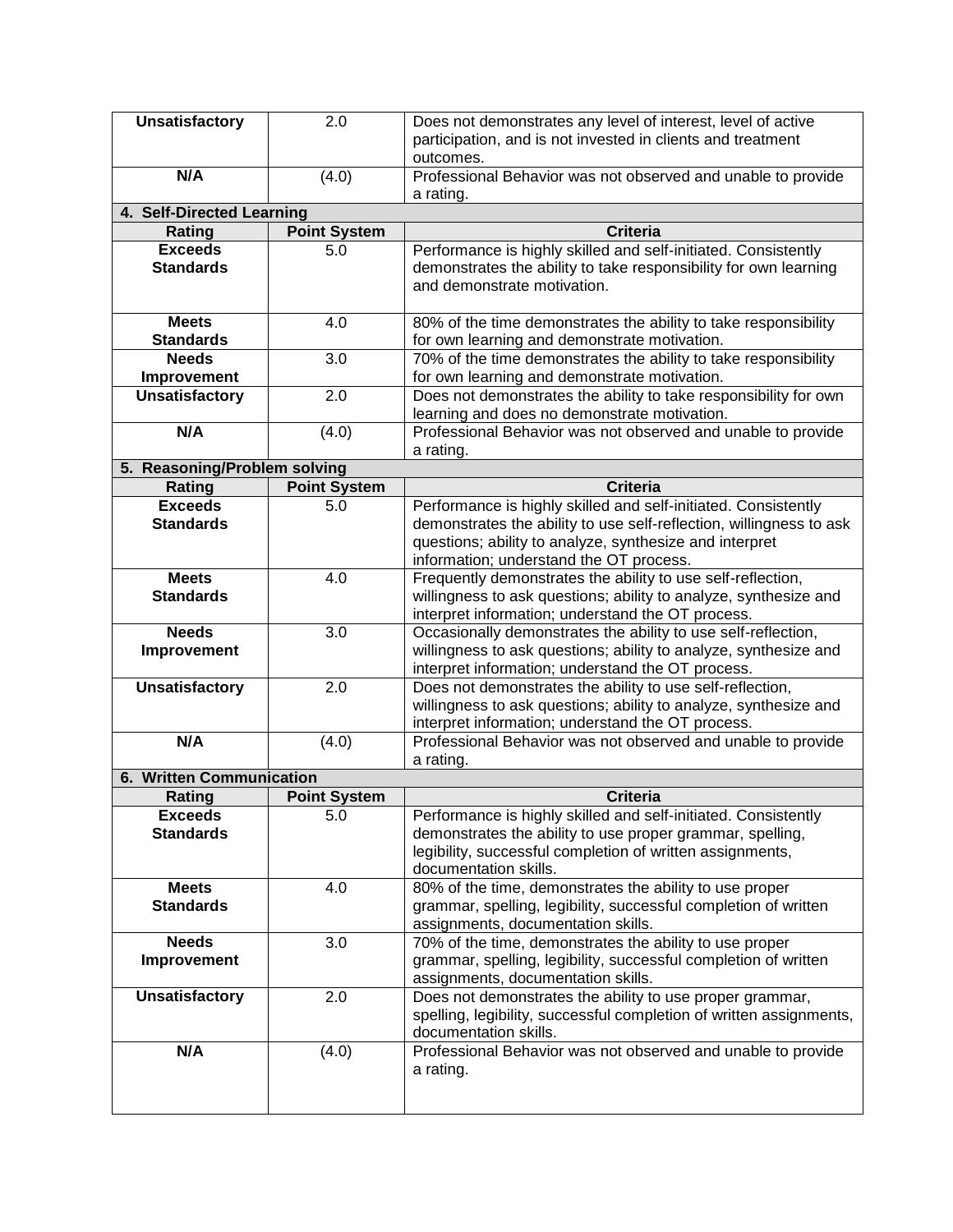| Rating | Point System | Criteria |
|---|---|---|
| **Unsatisfactory** | 2.0 | Does not demonstrates any level of interest, level of active participation, and is not invested in clients and treatment outcomes. |
| **N/A** | (4.0) | Professional Behavior was not observed and unable to provide a rating. |

**4. Self-Directed Learning**

| Rating | Point System | Criteria |
|---|---|---|
| **Exceeds Standards** | 5.0 | Performance is highly skilled and self-initiated. Consistently demonstrates the ability to take responsibility for own learning and demonstrate motivation. |
| **Meets Standards** | 4.0 | 80% of the time demonstrates the ability to take responsibility for own learning and demonstrate motivation. |
| **Needs Improvement** | 3.0 | 70% of the time demonstrates the ability to take responsibility for own learning and demonstrate motivation. |
| **Unsatisfactory** | 2.0 | Does not demonstrates the ability to take responsibility for own learning and does no demonstrate motivation. |
| **N/A** | (4.0) | Professional Behavior was not observed and unable to provide a rating. |

**5. Reasoning/Problem solving**

| Rating | Point System | Criteria |
|---|---|---|
| **Exceeds Standards** | 5.0 | Performance is highly skilled and self-initiated. Consistently demonstrates the ability to use self-reflection, willingness to ask questions; ability to analyze, synthesize and interpret information; understand the OT process. |
| **Meets Standards** | 4.0 | Frequently demonstrates the ability to use self-reflection, willingness to ask questions; ability to analyze, synthesize and interpret information; understand the OT process. |
| **Needs Improvement** | 3.0 | Occasionally demonstrates the ability to use self-reflection, willingness to ask questions; ability to analyze, synthesize and interpret information; understand the OT process. |
| **Unsatisfactory** | 2.0 | Does not demonstrates the ability to use self-reflection, willingness to ask questions; ability to analyze, synthesize and interpret information; understand the OT process. |
| **N/A** | (4.0) | Professional Behavior was not observed and unable to provide a rating. |

**6. Written Communication**

| Rating | Point System | Criteria |
|---|---|---|
| **Exceeds Standards** | 5.0 | Performance is highly skilled and self-initiated. Consistently demonstrates the ability to use proper grammar, spelling, legibility, successful completion of written assignments, documentation skills. |
| **Meets Standards** | 4.0 | 80% of the time, demonstrates the ability to use proper grammar, spelling, legibility, successful completion of written assignments, documentation skills. |
| **Needs Improvement** | 3.0 | 70% of the time, demonstrates the ability to use proper grammar, spelling, legibility, successful completion of written assignments, documentation skills. |
| **Unsatisfactory** | 2.0 | Does not demonstrates the ability to use proper grammar, spelling, legibility, successful completion of written assignments, documentation skills. |
| **N/A** | (4.0) | Professional Behavior was not observed and unable to provide a rating. |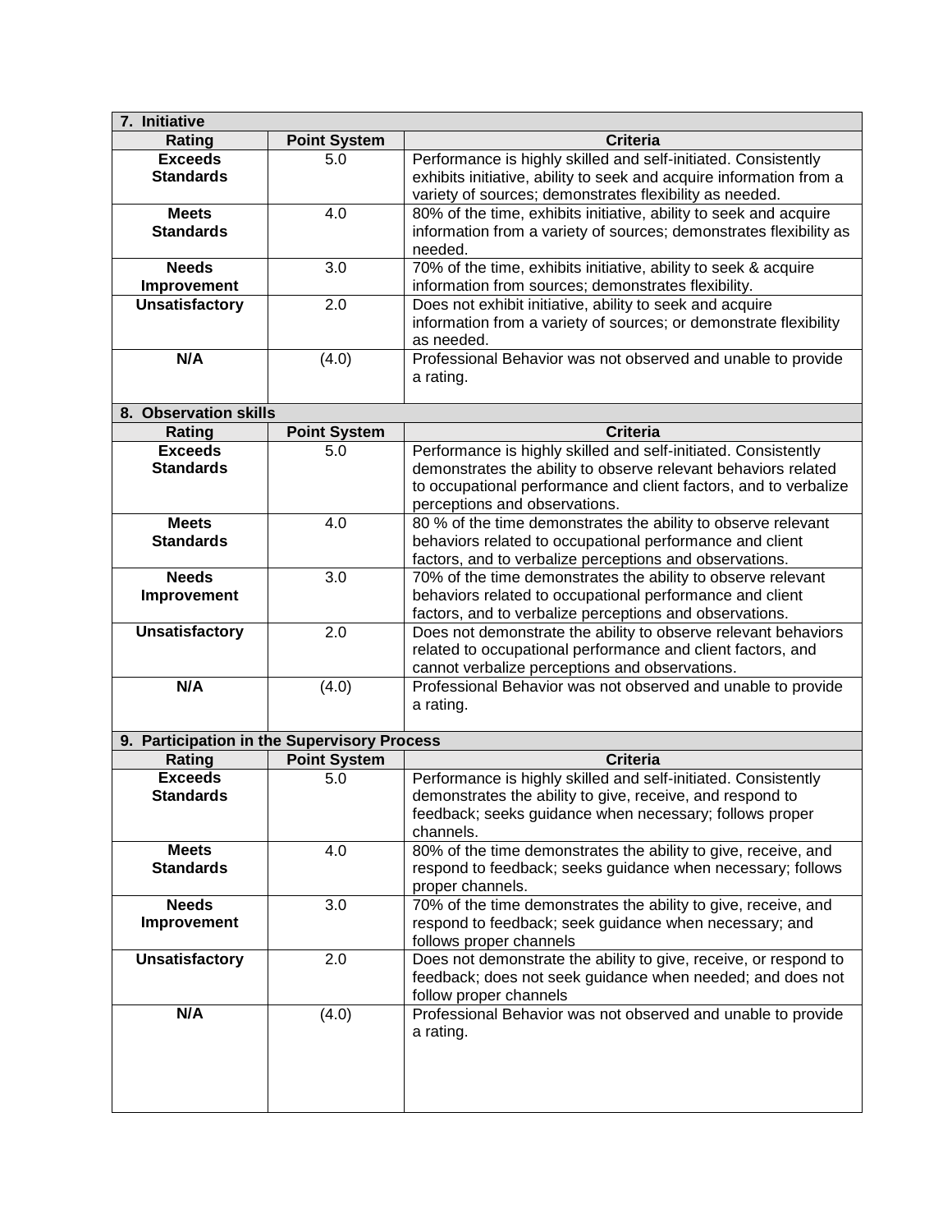| 7. Initiative | | |
|---|---|---|
| **Rating** | **Point System** | **Criteria** |
| **Exceeds Standards** | 5.0 | Performance is highly skilled and self-initiated. Consistently exhibits initiative, ability to seek and acquire information from a variety of sources; demonstrates flexibility as needed. |
| **Meets Standards** | 4.0 | 80% of the time, exhibits initiative, ability to seek and acquire information from a variety of sources; demonstrates flexibility as needed. |
| **Needs Improvement** | 3.0 | 70% of the time, exhibits initiative, ability to seek & acquire information from sources; demonstrates flexibility. |
| **Unsatisfactory** | 2.0 | Does not exhibit initiative, ability to seek and acquire information from a variety of sources; or demonstrate flexibility as needed. |
| **N/A** | (4.0) | Professional Behavior was not observed and unable to provide a rating. |

| 8. Observation skills | | |
|---|---|---|
| **Rating** | **Point System** | **Criteria** |
| **Exceeds Standards** | 5.0 | Performance is highly skilled and self-initiated. Consistently demonstrates the ability to observe relevant behaviors related to occupational performance and client factors, and to verbalize perceptions and observations. |
| **Meets Standards** | 4.0 | 80 % of the time demonstrates the ability to observe relevant behaviors related to occupational performance and client factors, and to verbalize perceptions and observations. |
| **Needs Improvement** | 3.0 | 70% of the time demonstrates the ability to observe relevant behaviors related to occupational performance and client factors, and to verbalize perceptions and observations. |
| **Unsatisfactory** | 2.0 | Does not demonstrate the ability to observe relevant behaviors related to occupational performance and client factors, and cannot verbalize perceptions and observations. |
| **N/A** | (4.0) | Professional Behavior was not observed and unable to provide a rating. |

| 9. Participation in the Supervisory Process | | |
|---|---|---|
| **Rating** | **Point System** | **Criteria** |
| **Exceeds Standards** | 5.0 | Performance is highly skilled and self-initiated. Consistently demonstrates the ability to give, receive, and respond to feedback; seeks guidance when necessary; follows proper channels. |
| **Meets Standards** | 4.0 | 80% of the time demonstrates the ability to give, receive, and respond to feedback; seeks guidance when necessary; follows proper channels. |
| **Needs Improvement** | 3.0 | 70% of the time demonstrates the ability to give, receive, and respond to feedback; seek guidance when necessary; and follows proper channels |
| **Unsatisfactory** | 2.0 | Does not demonstrate the ability to give, receive, or respond to feedback; does not seek guidance when needed; and does not follow proper channels |
| **N/A** | (4.0) | Professional Behavior was not observed and unable to provide a rating. |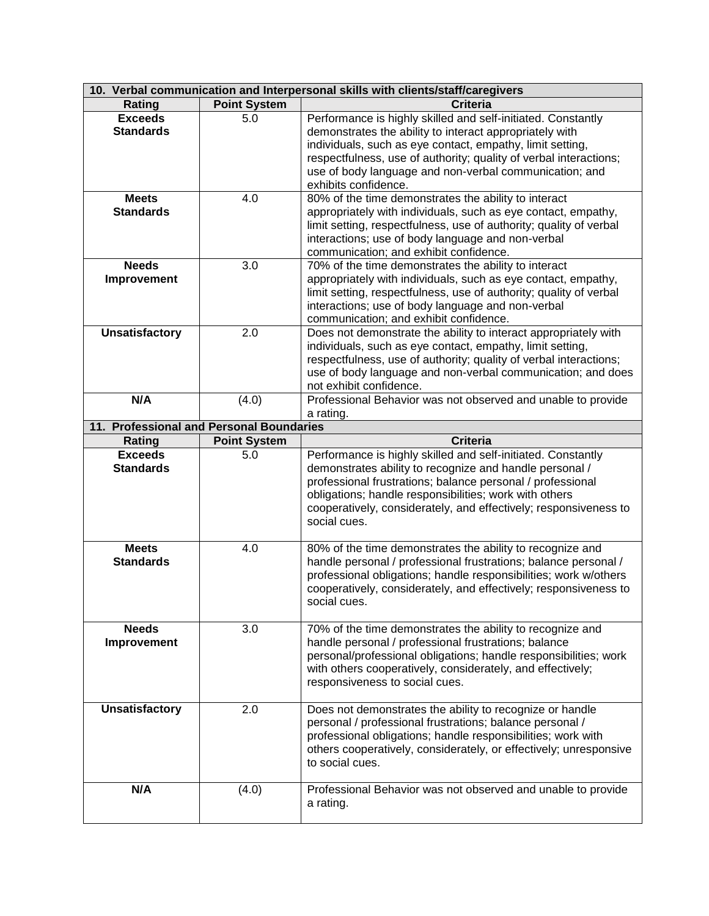| 10. Verbal communication and Interpersonal skills with clients/staff/caregivers | | |
|---|---|---|
| **Rating** | **Point System** | **Criteria** |
| **Exceeds Standards** | 5.0 | Performance is highly skilled and self-initiated. Constantly demonstrates the ability to interact appropriately with individuals, such as eye contact, empathy, limit setting, respectfulness, use of authority; quality of verbal interactions; use of body language and non-verbal communication; and exhibits confidence. |
| **Meets Standards** | 4.0 | 80% of the time demonstrates the ability to interact appropriately with individuals, such as eye contact, empathy, limit setting, respectfulness, use of authority; quality of verbal interactions; use of body language and non-verbal communication; and exhibit confidence. |
| **Needs Improvement** | 3.0 | 70% of the time demonstrates the ability to interact appropriately with individuals, such as eye contact, empathy, limit setting, respectfulness, use of authority; quality of verbal interactions; use of body language and non-verbal communication; and exhibit confidence. |
| **Unsatisfactory** | 2.0 | Does not demonstrate the ability to interact appropriately with individuals, such as eye contact, empathy, limit setting, respectfulness, use of authority; quality of verbal interactions; use of body language and non-verbal communication; and does not exhibit confidence. |
| **N/A** | (4.0) | Professional Behavior was not observed and unable to provide a rating. |

| 11. Professional and Personal Boundaries | | |
|---|---|---|
| **Rating** | **Point System** | **Criteria** |
| **Exceeds Standards** | 5.0 | Performance is highly skilled and self-initiated. Constantly demonstrates ability to recognize and handle personal / professional frustrations; balance personal / professional obligations; handle responsibilities; work with others cooperatively, considerately, and effectively; responsiveness to social cues. |
| **Meets Standards** | 4.0 | 80% of the time demonstrates the ability to recognize and handle personal / professional frustrations; balance personal / professional obligations; handle responsibilities; work w/others cooperatively, considerately, and effectively; responsiveness to social cues. |
| **Needs Improvement** | 3.0 | 70% of the time demonstrates the ability to recognize and handle personal / professional frustrations; balance personal/professional obligations; handle responsibilities; work with others cooperatively, considerately, and effectively; responsiveness to social cues. |
| **Unsatisfactory** | 2.0 | Does not demonstrates the ability to recognize or handle personal / professional frustrations; balance personal / professional obligations; handle responsibilities; work with others cooperatively, considerately, or effectively; unresponsive to social cues. |
| **N/A** | (4.0) | Professional Behavior was not observed and unable to provide a rating. |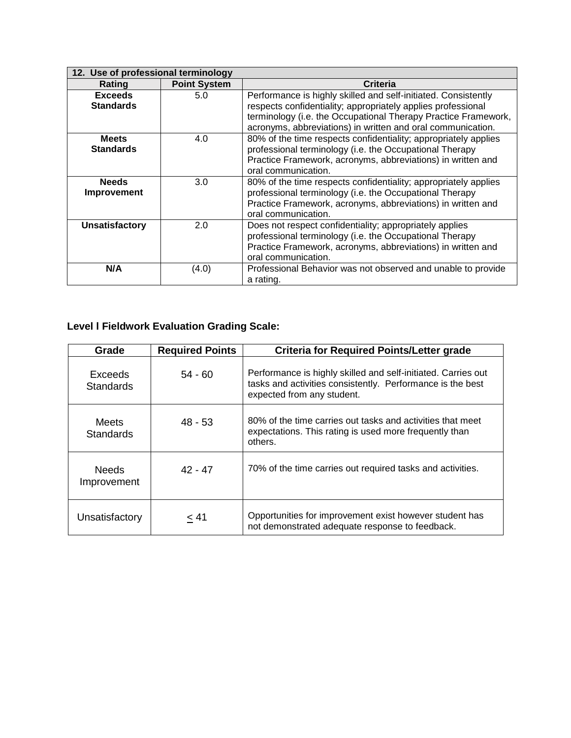| 12. Use of professional terminology | | |
|---|---|---|
| **Rating** | **Point System** | **Criteria** |
| **Exceeds Standards** | 5.0 | Performance is highly skilled and self-initiated. Consistently respects confidentiality; appropriately applies professional terminology (i.e. the Occupational Therapy Practice Framework, acronyms, abbreviations) in written and oral communication. |
| **Meets Standards** | 4.0 | 80% of the time respects confidentiality; appropriately applies professional terminology (i.e. the Occupational Therapy Practice Framework, acronyms, abbreviations) in written and oral communication. |
| **Needs Improvement** | 3.0 | 80% of the time respects confidentiality; appropriately applies professional terminology (i.e. the Occupational Therapy Practice Framework, acronyms, abbreviations) in written and oral communication. |
| **Unsatisfactory** | 2.0 | Does not respect confidentiality; appropriately applies professional terminology (i.e. the Occupational Therapy Practice Framework, acronyms, abbreviations) in written and oral communication. |
| **N/A** | (4.0) | Professional Behavior was not observed and unable to provide a rating. |

## Level I Fieldwork Evaluation Grading Scale:

| Grade | Required Points | Criteria for Required Points/Letter grade |
|---|---|---|
| Exceeds Standards | 54 - 60 | Performance is highly skilled and self-initiated. Carries out tasks and activities consistently. Performance is the best expected from any student. |
| Meets Standards | 48 - 53 | 80% of the time carries out tasks and activities that meet expectations. This rating is used more frequently than others. |
| Needs Improvement | 42 - 47 | 70% of the time carries out required tasks and activities. |
| Unsatisfactory | ≤ 41 | Opportunities for improvement exist however student has not demonstrated adequate response to feedback. |